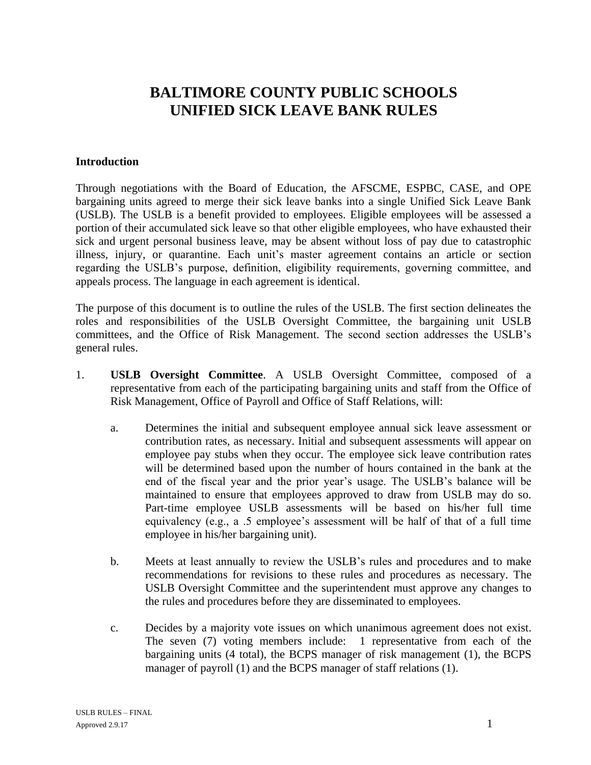# BALTIMORE COUNTY PUBLIC SCHOOLS
# UNIFIED SICK LEAVE BANK RULES

### Introduction

Through negotiations with the Board of Education, the AFSCME, ESPBC, CASE, and OPE bargaining units agreed to merge their sick leave banks into a single Unified Sick Leave Bank (USLB). The USLB is a benefit provided to employees. Eligible employees will be assessed a portion of their accumulated sick leave so that other eligible employees, who have exhausted their sick and urgent personal business leave, may be absent without loss of pay due to catastrophic illness, injury, or quarantine. Each unit's master agreement contains an article or section regarding the USLB's purpose, definition, eligibility requirements, governing committee, and appeals process. The language in each agreement is identical.

The purpose of this document is to outline the rules of the USLB. The first section delineates the roles and responsibilities of the USLB Oversight Committee, the bargaining unit USLB committees, and the Office of Risk Management. The second section addresses the USLB's general rules.

1. **USLB Oversight Committee**. A USLB Oversight Committee, composed of a representative from each of the participating bargaining units and staff from the Office of Risk Management, Office of Payroll and Office of Staff Relations, will:

    a. Determines the initial and subsequent employee annual sick leave assessment or contribution rates, as necessary. Initial and subsequent assessments will appear on employee pay stubs when they occur. The employee sick leave contribution rates will be determined based upon the number of hours contained in the bank at the end of the fiscal year and the prior year's usage. The USLB's balance will be maintained to ensure that employees approved to draw from USLB may do so. Part-time employee USLB assessments will be based on his/her full time equivalency (e.g., a .5 employee's assessment will be half of that of a full time employee in his/her bargaining unit).

    b. Meets at least annually to review the USLB's rules and procedures and to make recommendations for revisions to these rules and procedures as necessary. The USLB Oversight Committee and the superintendent must approve any changes to the rules and procedures before they are disseminated to employees.

    c. Decides by a majority vote issues on which unanimous agreement does not exist. The seven (7) voting members include: 1 representative from each of the bargaining units (4 total), the BCPS manager of risk management (1), the BCPS manager of payroll (1) and the BCPS manager of staff relations (1).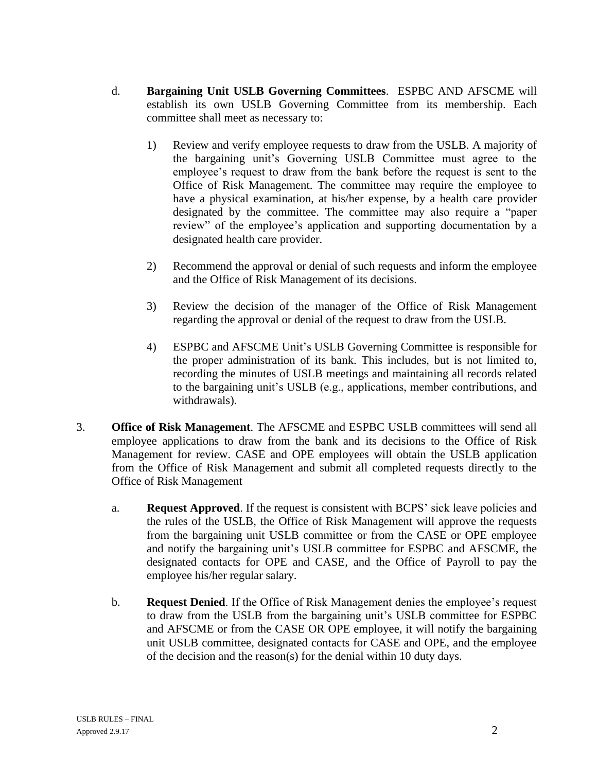d. **Bargaining Unit USLB Governing Committees**. ESPBC AND AFSCME will establish its own USLB Governing Committee from its membership. Each committee shall meet as necessary to:

   1) Review and verify employee requests to draw from the USLB. A majority of the bargaining unit's Governing USLB Committee must agree to the employee's request to draw from the bank before the request is sent to the Office of Risk Management. The committee may require the employee to have a physical examination, at his/her expense, by a health care provider designated by the committee. The committee may also require a "paper review" of the employee's application and supporting documentation by a designated health care provider.

   2) Recommend the approval or denial of such requests and inform the employee and the Office of Risk Management of its decisions.

   3) Review the decision of the manager of the Office of Risk Management regarding the approval or denial of the request to draw from the USLB.

   4) ESPBC and AFSCME Unit's USLB Governing Committee is responsible for the proper administration of its bank. This includes, but is not limited to, recording the minutes of USLB meetings and maintaining all records related to the bargaining unit's USLB (e.g., applications, member contributions, and withdrawals).

3. **Office of Risk Management**. The AFSCME and ESPBC USLB committees will send all employee applications to draw from the bank and its decisions to the Office of Risk Management for review. CASE and OPE employees will obtain the USLB application from the Office of Risk Management and submit all completed requests directly to the Office of Risk Management

   a. **Request Approved**. If the request is consistent with BCPS' sick leave policies and the rules of the USLB, the Office of Risk Management will approve the requests from the bargaining unit USLB committee or from the CASE or OPE employee and notify the bargaining unit's USLB committee for ESPBC and AFSCME, the designated contacts for OPE and CASE, and the Office of Payroll to pay the employee his/her regular salary.

   b. **Request Denied**. If the Office of Risk Management denies the employee's request to draw from the USLB from the bargaining unit's USLB committee for ESPBC and AFSCME or from the CASE OR OPE employee, it will notify the bargaining unit USLB committee, designated contacts for CASE and OPE, and the employee of the decision and the reason(s) for the denial within 10 duty days.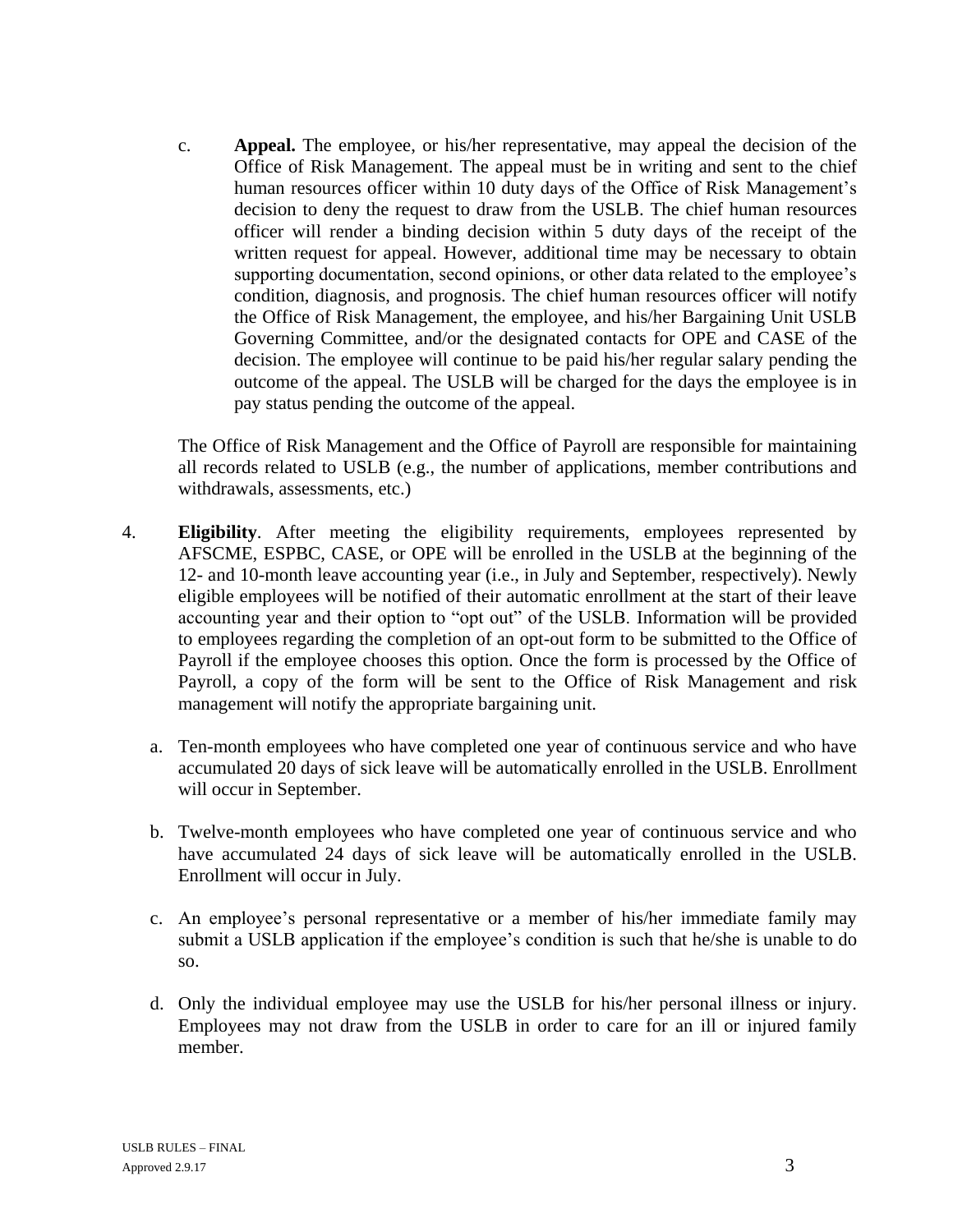c. **Appeal.** The employee, or his/her representative, may appeal the decision of the Office of Risk Management. The appeal must be in writing and sent to the chief human resources officer within 10 duty days of the Office of Risk Management's decision to deny the request to draw from the USLB. The chief human resources officer will render a binding decision within 5 duty days of the receipt of the written request for appeal. However, additional time may be necessary to obtain supporting documentation, second opinions, or other data related to the employee's condition, diagnosis, and prognosis. The chief human resources officer will notify the Office of Risk Management, the employee, and his/her Bargaining Unit USLB Governing Committee, and/or the designated contacts for OPE and CASE of the decision. The employee will continue to be paid his/her regular salary pending the outcome of the appeal. The USLB will be charged for the days the employee is in pay status pending the outcome of the appeal.

The Office of Risk Management and the Office of Payroll are responsible for maintaining all records related to USLB (e.g., the number of applications, member contributions and withdrawals, assessments, etc.)

4. **Eligibility**. After meeting the eligibility requirements, employees represented by AFSCME, ESPBC, CASE, or OPE will be enrolled in the USLB at the beginning of the 12- and 10-month leave accounting year (i.e., in July and September, respectively). Newly eligible employees will be notified of their automatic enrollment at the start of their leave accounting year and their option to "opt out" of the USLB. Information will be provided to employees regarding the completion of an opt-out form to be submitted to the Office of Payroll if the employee chooses this option. Once the form is processed by the Office of Payroll, a copy of the form will be sent to the Office of Risk Management and risk management will notify the appropriate bargaining unit.

   a. Ten-month employees who have completed one year of continuous service and who have accumulated 20 days of sick leave will be automatically enrolled in the USLB. Enrollment will occur in September.

   b. Twelve-month employees who have completed one year of continuous service and who have accumulated 24 days of sick leave will be automatically enrolled in the USLB. Enrollment will occur in July.

   c. An employee's personal representative or a member of his/her immediate family may submit a USLB application if the employee's condition is such that he/she is unable to do so.

   d. Only the individual employee may use the USLB for his/her personal illness or injury. Employees may not draw from the USLB in order to care for an ill or injured family member.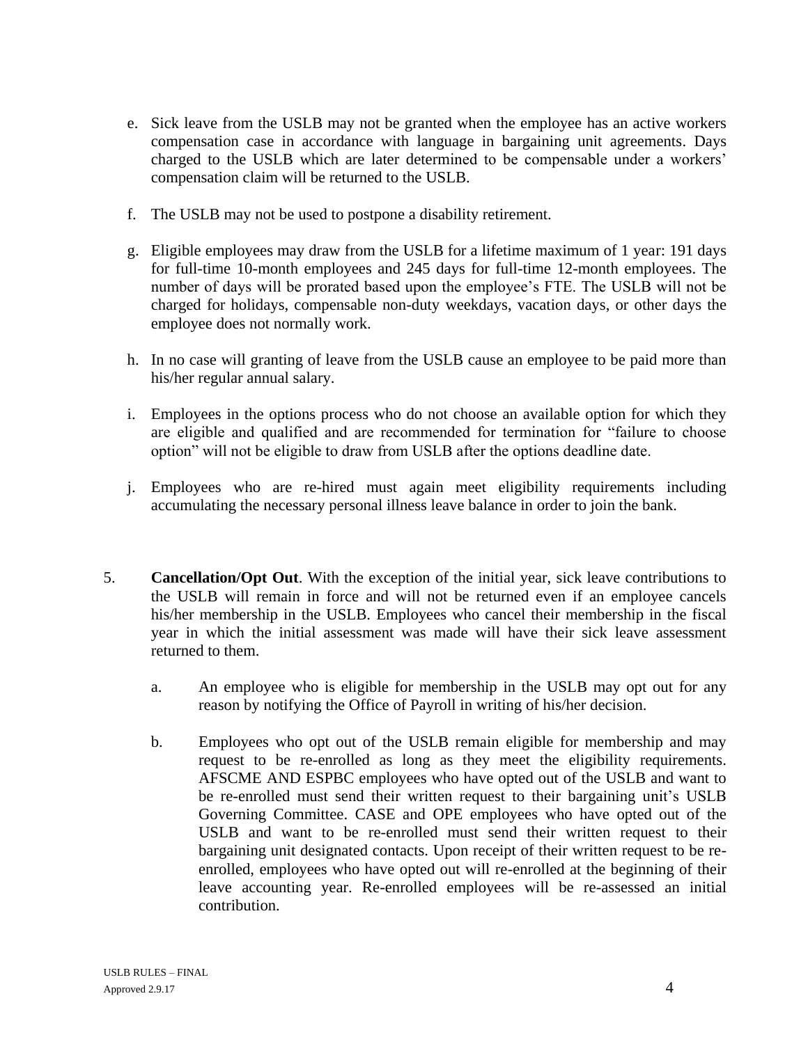e. Sick leave from the USLB may not be granted when the employee has an active workers compensation case in accordance with language in bargaining unit agreements. Days charged to the USLB which are later determined to be compensable under a workers' compensation claim will be returned to the USLB.

f. The USLB may not be used to postpone a disability retirement.

g. Eligible employees may draw from the USLB for a lifetime maximum of 1 year: 191 days for full-time 10-month employees and 245 days for full-time 12-month employees. The number of days will be prorated based upon the employee's FTE. The USLB will not be charged for holidays, compensable non-duty weekdays, vacation days, or other days the employee does not normally work.

h. In no case will granting of leave from the USLB cause an employee to be paid more than his/her regular annual salary.

i. Employees in the options process who do not choose an available option for which they are eligible and qualified and are recommended for termination for "failure to choose option" will not be eligible to draw from USLB after the options deadline date.

j. Employees who are re-hired must again meet eligibility requirements including accumulating the necessary personal illness leave balance in order to join the bank.

5. **Cancellation/Opt Out**. With the exception of the initial year, sick leave contributions to the USLB will remain in force and will not be returned even if an employee cancels his/her membership in the USLB. Employees who cancel their membership in the fiscal year in which the initial assessment was made will have their sick leave assessment returned to them.

   a. An employee who is eligible for membership in the USLB may opt out for any reason by notifying the Office of Payroll in writing of his/her decision.

   b. Employees who opt out of the USLB remain eligible for membership and may request to be re-enrolled as long as they meet the eligibility requirements. AFSCME AND ESPBC employees who have opted out of the USLB and want to be re-enrolled must send their written request to their bargaining unit's USLB Governing Committee. CASE and OPE employees who have opted out of the USLB and want to be re-enrolled must send their written request to their bargaining unit designated contacts. Upon receipt of their written request to be re-enrolled, employees who have opted out will re-enrolled at the beginning of their leave accounting year. Re-enrolled employees will be re-assessed an initial contribution.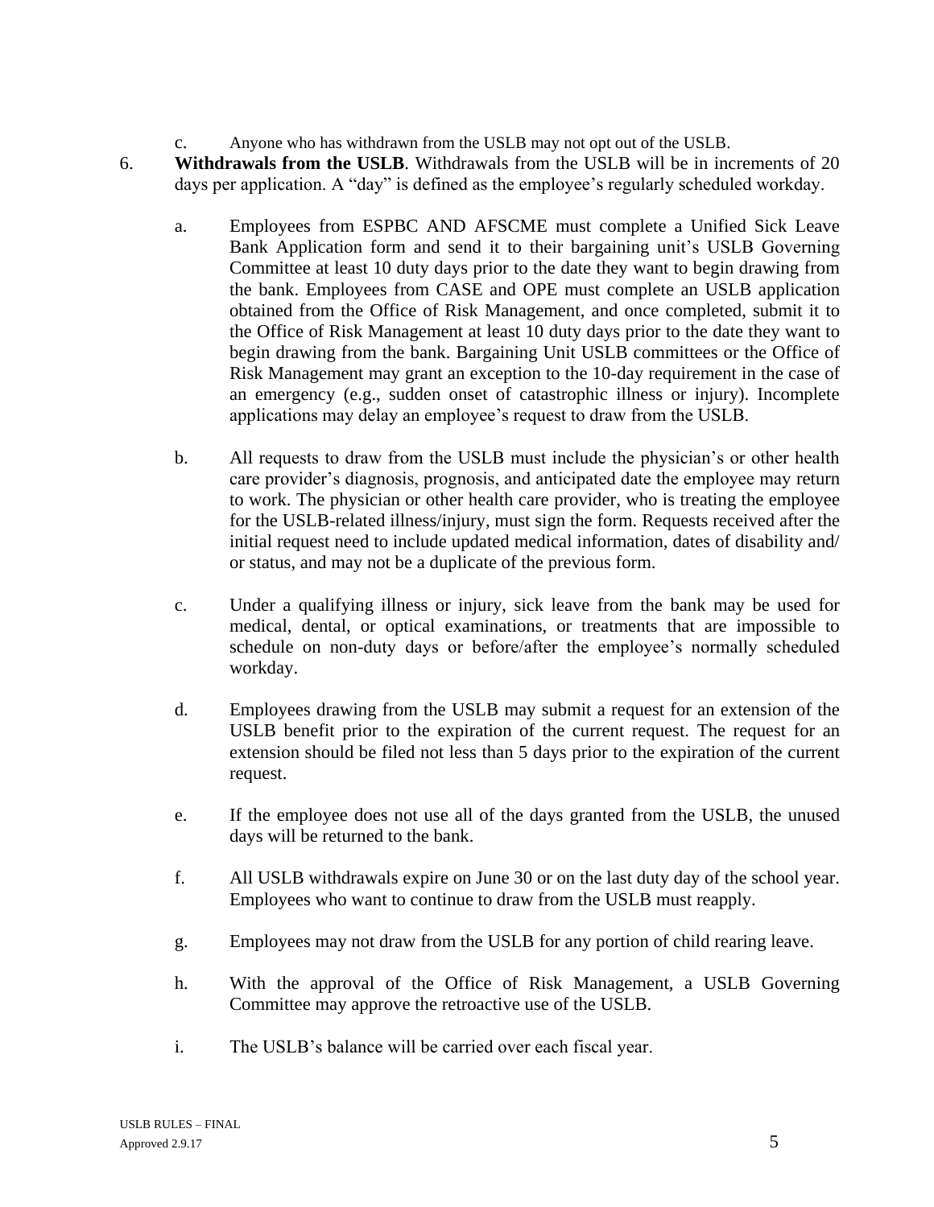c. Anyone who has withdrawn from the USLB may not opt out of the USLB.

6. **Withdrawals from the USLB**. Withdrawals from the USLB will be in increments of 20 days per application. A "day" is defined as the employee's regularly scheduled workday.

   a. Employees from ESPBC AND AFSCME must complete a Unified Sick Leave Bank Application form and send it to their bargaining unit's USLB Governing Committee at least 10 duty days prior to the date they want to begin drawing from the bank. Employees from CASE and OPE must complete an USLB application obtained from the Office of Risk Management, and once completed, submit it to the Office of Risk Management at least 10 duty days prior to the date they want to begin drawing from the bank. Bargaining Unit USLB committees or the Office of Risk Management may grant an exception to the 10-day requirement in the case of an emergency (e.g., sudden onset of catastrophic illness or injury). Incomplete applications may delay an employee's request to draw from the USLB.

   b. All requests to draw from the USLB must include the physician's or other health care provider's diagnosis, prognosis, and anticipated date the employee may return to work. The physician or other health care provider, who is treating the employee for the USLB-related illness/injury, must sign the form. Requests received after the initial request need to include updated medical information, dates of disability and/ or status, and may not be a duplicate of the previous form.

   c. Under a qualifying illness or injury, sick leave from the bank may be used for medical, dental, or optical examinations, or treatments that are impossible to schedule on non-duty days or before/after the employee's normally scheduled workday.

   d. Employees drawing from the USLB may submit a request for an extension of the USLB benefit prior to the expiration of the current request. The request for an extension should be filed not less than 5 days prior to the expiration of the current request.

   e. If the employee does not use all of the days granted from the USLB, the unused days will be returned to the bank.

   f. All USLB withdrawals expire on June 30 or on the last duty day of the school year. Employees who want to continue to draw from the USLB must reapply.

   g. Employees may not draw from the USLB for any portion of child rearing leave.

   h. With the approval of the Office of Risk Management, a USLB Governing Committee may approve the retroactive use of the USLB.

   i. The USLB's balance will be carried over each fiscal year.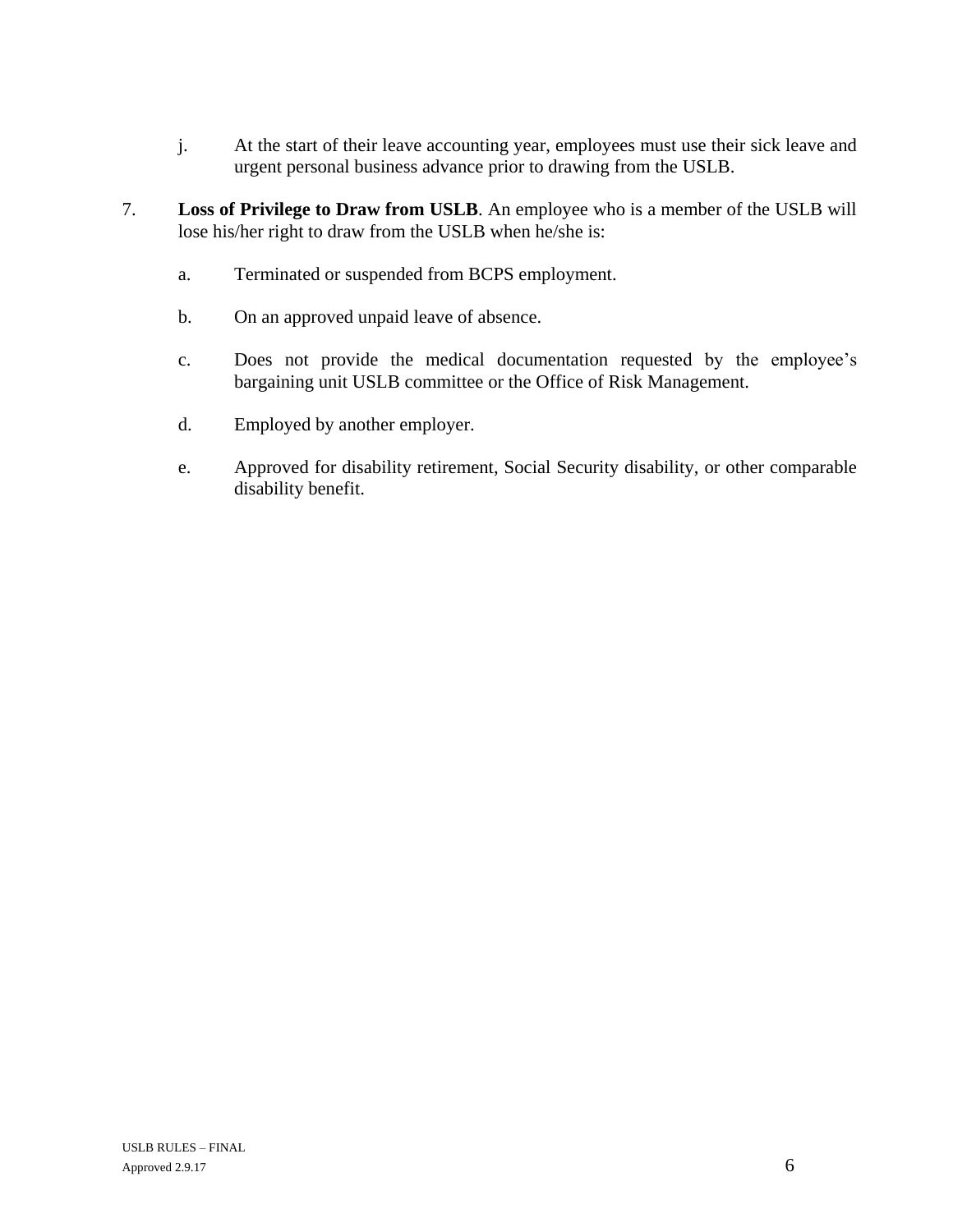j. At the start of their leave accounting year, employees must use their sick leave and urgent personal business advance prior to drawing from the USLB.

7. **Loss of Privilege to Draw from USLB**. An employee who is a member of the USLB will lose his/her right to draw from the USLB when he/she is:

   a. Terminated or suspended from BCPS employment.

   b. On an approved unpaid leave of absence.

   c. Does not provide the medical documentation requested by the employee's bargaining unit USLB committee or the Office of Risk Management.

   d. Employed by another employer.

   e. Approved for disability retirement, Social Security disability, or other comparable disability benefit.